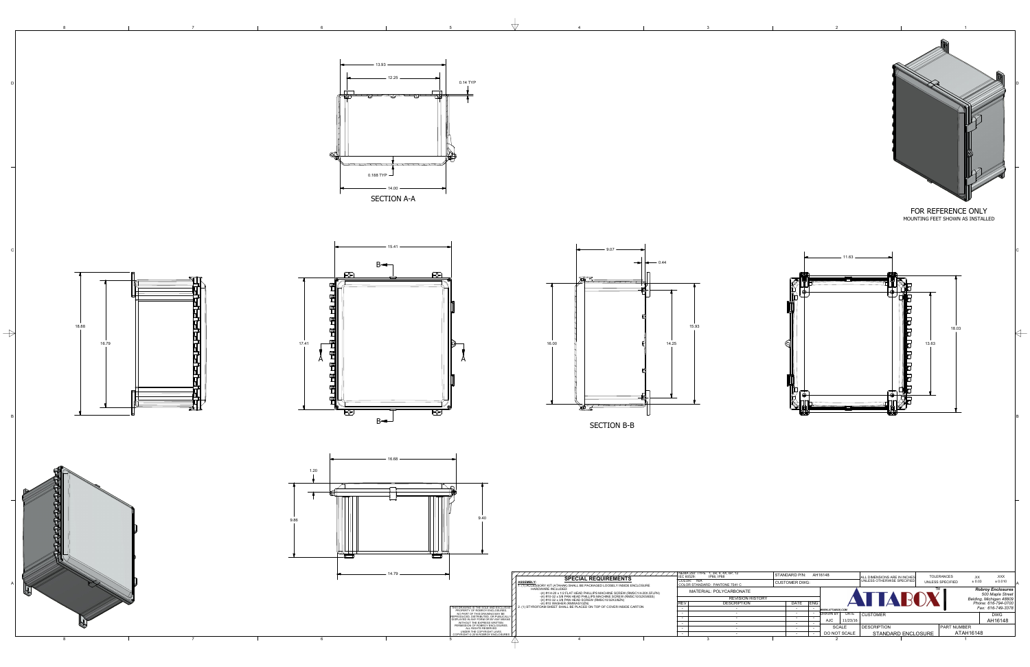SECTION A-A

13.93
12.25
0.14 TYP
0.188 TYP
14.00

FOR REFERENCE ONLY
MOUNTING FEET SHOWN AS INSTALLED

18.88
16.79

15.41
17.41
A A
B B

9.07
0.44
16.00
14.25
15.93

SECTION B-B

11.63
13.63
18.03

16.68
1.20
9.46
9.40
14.79

## SPECIAL REQUIREMENTS

**ASSEMBLY:**

1. (1) ACCESSORY KIT (ATAHKC) SHALL BE PACKAGED LOOSELY INSIDE ENCLOSURE HARDWARE INCLUDED
   - (4) #10-24 x 1/2 FLAT HEAD PHILLIPS MACHINE SCREW (RMSC1/4-20X.5FLPH)
   - (4) #10-32 x 3/8 PAN HEAD PHILLIPS MACHINE SCREW (RMSC10/32X5/8SS)
   - (4) #10-32 x 3/8 PAN HEAD SCREW (RMSC10/32X3/8ZN)
   - (4) #10 WASHER (RMWAS10ZN)
2. (1) STYROFOAM SHEET SHALL BE PLACED ON TOP OF COVER INSIDE CARTON

THIS DRAWING IS THE SOLE AND EXCLUSIVE PROPERTY OF ROBROY ENCLOSURES. NO PART OF THIS DRAWING MAY BE REPRODUCED, DISTRIBUTED, OR PUBLICALLY DISPLAYED IN ANY FORM OR BY ANY MEANS WITHOUT THE EXPRESS WRITTEN PERMISSION OF ROBROY ENCLOSURES. ALL RIGHTS RESERVED UNDER THE COPYRIGHT LAWS. COPYRIGHT © 2016 ROBROY ENCLOSURES

NEMA 250: TYPE 1, 3R, 4, 4X, 6P, 12
IEC 60529: IP66, IP68
COLOR: N/A
COLOR STANDARD: PANTONE 7541 C

STANDARD P/N: AH16148
CUSTOMER DWG:

MATERIAL: POLYCARBONATE

| REV | DESCRIPTION | DATE | ENG |
|---|---|---|---|
| - | - | - | - |
| - | - | - | - |
| - | - | - | - |
| - | - | - | - |
| - | - | - | - |
| - | - | - | - |

REVISION HISTORY

ALL DIMENSIONS ARE IN INCHES UNLESS OTHERWISE SPECIFIED

| TOLERANCES UNLESS SPECIFIED | .XX | .XXX |
|---|---|---|
| | ± 0.03 | ± 0.010 |

ATTABOX™

WWW.ATTABOX.COM

*Robroy Enclosures*
*500 Maple Street*
*Belding, Michigan 48809*
*Phone: 616-794-0700*
*Fax: 616-749-3378*

| DRAWN BY | DATE |
|---|---|
| AJC | 11/23/16 |

CUSTOMER

DWG: AH16148

SCALE: DO NOT SCALE

DESCRIPTION: STANDARD ENCLOSURE

PART NUMBER: ATAH16148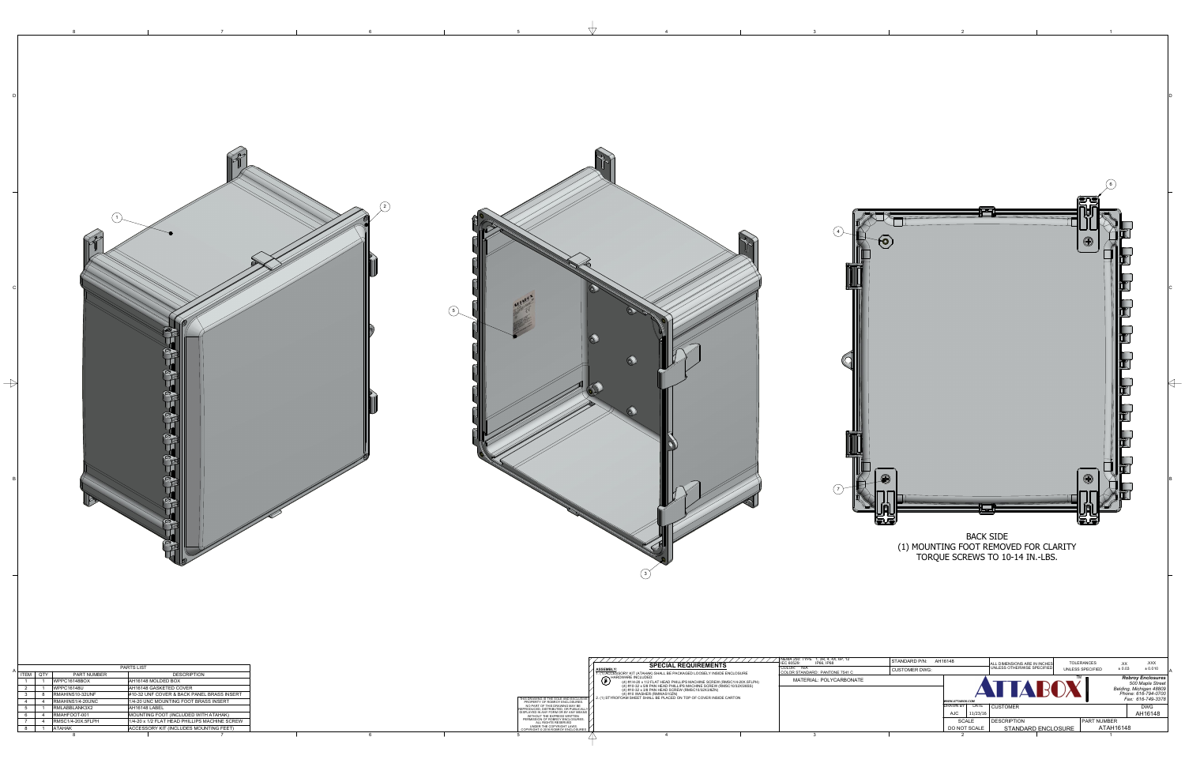BACK SIDE
(1) MOUNTING FOOT REMOVED FOR CLARITY
TORQUE SCREWS TO 10-14 IN.-LBS.

| PARTS LIST | | | |
|---|---|---|---|
| ITEM | QTY | PART NUMBER | DESCRIPTION |
| 1 | 1 | WPPC16148BOX | AH16148 MOLDED BOX |
| 2 | 1 | WPPC16148U | AH16148 GASKETED COVER |
| 3 | 8 | RMAHINS10-32UNF | #10-32 UNF COVER & BACK PANEL BRASS INSERT |
| 4 | 4 | RMAHINS1/4-20UNC | 1/4-20 UNC MOUNTING FOOT BRASS INSERT |
| 5 | 1 | RMLABBLANK3X2 | AH16148 LABEL |
| 6 | 4 | RMAHFOOT-001 | MOUNTING FOOT (INCLUDED WITH ATAHAK) |
| 7 | 4 | RMSC1/4-20X.5FLPH | 1/4-20 x 1/2 FLAT HEAD PHILLIPS MACHINE SCREW |
| 8 | 1 | ATAHAK | ACCESSORY KIT (INCLUDES MOUNTING FEET) |

THIS DRAWING IS THE SOLE AND EXCLUSIVE PROPERTY OF ROBROY ENCLOSURES. NO PART OF THIS DRAWING MAY BE REPRODUCED, DISTRIBUTED, OR PUBLICALLY DISPLAYED IN ANY FORM OR BY ANY MEANS WITHOUT THE EXPRESS WRITTEN PERMISSION OF ROBROY ENCLOSURES. ALL RIGHTS RESERVED UNDER THE COPYRIGHT LAWS. COPYRIGHT © 2016 ROBROY ENCLOSURES

## SPECIAL REQUIREMENTS

ASSEMBLY:
1. (1) ACCESSORY KIT (ATAHAK) SHALL BE PACKAGED LOOSELY INSIDE ENCLOSURE
 HARDWARE INCLUDED:
 - (4) #1/4-20 x 1/2 FLAT HEAD PHILLIPS MACHINE SCREW (RMSC1/4-20X.5FLPH)
 - (4) #10-32 x 3/8 PAN HEAD PHILLIPS MACHINE SCREW (RMSC10/32X3/8SS)
 - (4) #10-12 x 3/8 PAN HEAD SCREW (RMSC10/12X3/8ZN)
 - (4) #10 WASHER (RMWAS10ZN)
2. (1) STYROFOAM SHEET SHALL BE PLACED ON TOP OF COVER INSIDE CARTON

NEMA 250: TYPE 1, 3R, 4, 4X, 6P, 12
IEC 60529: IP66, IP68
COLOR: N/A
COLOR STANDARD: PANTONE 7541 C
MATERIAL: POLYCARBONATE

STANDARD P/N: AH16148
CUSTOMER DWG:

ALL DIMENSIONS ARE IN INCHES UNLESS OTHERWISE SPECIFIED

| TOLERANCES UNLESS SPECIFIED | .XX | .XXX |
|---|---|---|
| | ± 0.03 | ± 0.010 |

ATTABOX™
WWW.ATTABOX.COM

**Robroy Enclosures**
*505 Maple Street*
*Belding, Michigan 48809*
*Phone: 616-794-0700*
*Fax: 616-749-3378*

| DRAWN BY | DATE | CUSTOMER | | DWG |
|---|---|---|---|---|
| AJC | 11/23/16 | | | AH16148 |
| SCALE | | DESCRIPTION | PART NUMBER | |
| DO NOT SCALE | | STANDARD ENCLOSURE | ATAH16148 | |